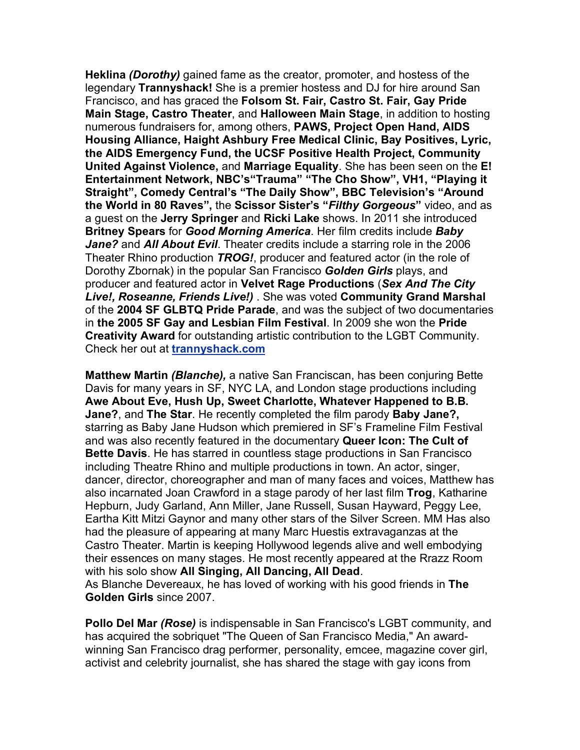**Heklina *(Dorothy)*** gained fame as the creator, promoter, and hostess of the legendary **Trannyshack!** She is a premier hostess and DJ for hire around San Francisco, and has graced the **Folsom St. Fair, Castro St. Fair, Gay Pride Main Stage, Castro Theater**, and **Halloween Main Stage**, in addition to hosting numerous fundraisers for, among others, **PAWS, Project Open Hand, AIDS Housing Alliance, Haight Ashbury Free Medical Clinic, Bay Positives, Lyric, the AIDS Emergency Fund, the UCSF Positive Health Project, Community United Against Violence,** and **Marriage Equality**. She has been seen on the **E! Entertainment Network, NBC's"Trauma" "The Cho Show", VH1, "Playing it Straight", Comedy Central's "The Daily Show", BBC Television's "Around the World in 80 Raves",** the **Scissor Sister's "*Filthy Gorgeous*"** video, and as a guest on the **Jerry Springer** and **Ricki Lake** shows. In 2011 she introduced **Britney Spears** for ***Good Morning America***. Her film credits include ***Baby Jane?*** and ***All About Evil***. Theater credits include a starring role in the 2006 Theater Rhino production ***TROG!***, producer and featured actor (in the role of Dorothy Zbornak) in the popular San Francisco ***Golden Girls*** plays, and producer and featured actor in **Velvet Rage Productions** (***Sex And The City Live!, Roseanne, Friends Live!)*** . She was voted **Community Grand Marshal** of the **2004 SF GLBTQ Pride Parade**, and was the subject of two documentaries in **the 2005 SF Gay and Lesbian Film Festival**. In 2009 she won the **Pride Creativity Award** for outstanding artistic contribution to the LGBT Community. Check her out at **trannyshack.com**

**Matthew Martin *(Blanche),*** a native San Franciscan, has been conjuring Bette Davis for many years in SF, NYC LA, and London stage productions including **Awe About Eve, Hush Up, Sweet Charlotte, Whatever Happened to B.B. Jane?**, and **The Star**. He recently completed the film parody **Baby Jane?,** starring as Baby Jane Hudson which premiered in SF's Frameline Film Festival and was also recently featured in the documentary **Queer Icon: The Cult of Bette Davis**. He has starred in countless stage productions in San Francisco including Theatre Rhino and multiple productions in town. An actor, singer, dancer, director, choreographer and man of many faces and voices, Matthew has also incarnated Joan Crawford in a stage parody of her last film **Trog**, Katharine Hepburn, Judy Garland, Ann Miller, Jane Russell, Susan Hayward, Peggy Lee, Eartha Kitt Mitzi Gaynor and many other stars of the Silver Screen. MM Has also had the pleasure of appearing at many Marc Huestis extravaganzas at the Castro Theater. Martin is keeping Hollywood legends alive and well embodying their essences on many stages. He most recently appeared at the Rrazz Room with his solo show **All Singing, All Dancing, All Dead**.
As Blanche Devereaux, he has loved of working with his good friends in **The Golden Girls** since 2007.

**Pollo Del Mar *(Rose)*** is indispensable in San Francisco's LGBT community, and has acquired the sobriquet "The Queen of San Francisco Media," An award-winning San Francisco drag performer, personality, emcee, magazine cover girl, activist and celebrity journalist, she has shared the stage with gay icons from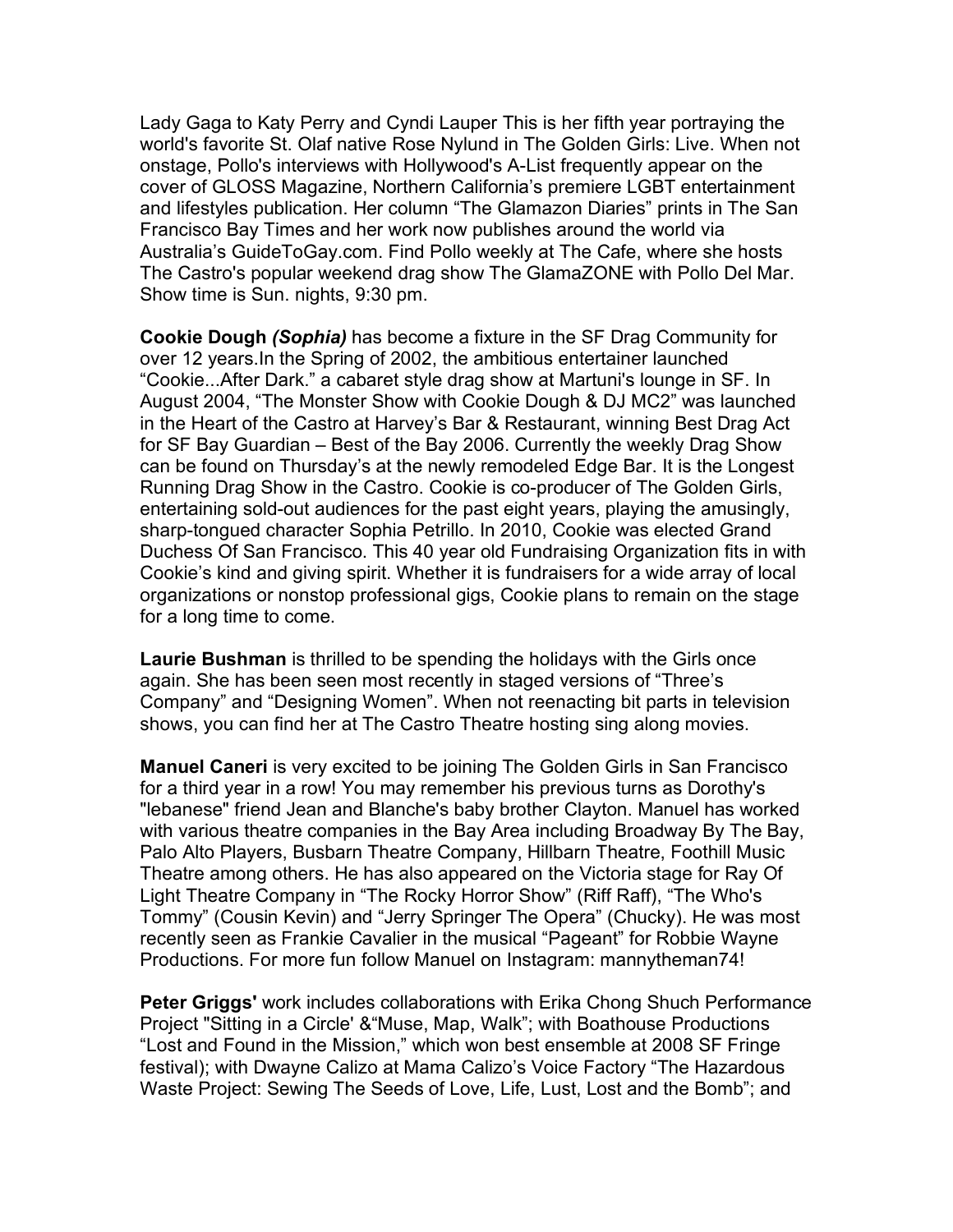Lady Gaga to Katy Perry and Cyndi Lauper This is her fifth year portraying the world's favorite St. Olaf native Rose Nylund in The Golden Girls: Live. When not onstage, Pollo's interviews with Hollywood's A-List frequently appear on the cover of GLOSS Magazine, Northern California's premiere LGBT entertainment and lifestyles publication. Her column "The Glamazon Diaries" prints in The San Francisco Bay Times and her work now publishes around the world via Australia's GuideToGay.com. Find Pollo weekly at The Cafe, where she hosts The Castro's popular weekend drag show The GlamaZONE with Pollo Del Mar. Show time is Sun. nights, 9:30 pm.

**Cookie Dough *(Sophia)*** has become a fixture in the SF Drag Community for over 12 years.In the Spring of 2002, the ambitious entertainer launched "Cookie...After Dark." a cabaret style drag show at Martuni's lounge in SF. In August 2004, "The Monster Show with Cookie Dough & DJ MC2" was launched in the Heart of the Castro at Harvey's Bar & Restaurant, winning Best Drag Act for SF Bay Guardian – Best of the Bay 2006. Currently the weekly Drag Show can be found on Thursday's at the newly remodeled Edge Bar. It is the Longest Running Drag Show in the Castro. Cookie is co-producer of The Golden Girls, entertaining sold-out audiences for the past eight years, playing the amusingly, sharp-tongued character Sophia Petrillo. In 2010, Cookie was elected Grand Duchess Of San Francisco. This 40 year old Fundraising Organization fits in with Cookie's kind and giving spirit. Whether it is fundraisers for a wide array of local organizations or nonstop professional gigs, Cookie plans to remain on the stage for a long time to come.

**Laurie Bushman** is thrilled to be spending the holidays with the Girls once again. She has been seen most recently in staged versions of "Three's Company" and "Designing Women". When not reenacting bit parts in television shows, you can find her at The Castro Theatre hosting sing along movies.

**Manuel Caneri** is very excited to be joining The Golden Girls in San Francisco for a third year in a row! You may remember his previous turns as Dorothy's "lebanese" friend Jean and Blanche's baby brother Clayton. Manuel has worked with various theatre companies in the Bay Area including Broadway By The Bay, Palo Alto Players, Busbarn Theatre Company, Hillbarn Theatre, Foothill Music Theatre among others. He has also appeared on the Victoria stage for Ray Of Light Theatre Company in "The Rocky Horror Show" (Riff Raff), "The Who's Tommy" (Cousin Kevin) and "Jerry Springer The Opera" (Chucky). He was most recently seen as Frankie Cavalier in the musical "Pageant" for Robbie Wayne Productions. For more fun follow Manuel on Instagram: mannytheman74!

**Peter Griggs'** work includes collaborations with Erika Chong Shuch Performance Project "Sitting in a Circle' &"Muse, Map, Walk"; with Boathouse Productions "Lost and Found in the Mission," which won best ensemble at 2008 SF Fringe festival); with Dwayne Calizo at Mama Calizo's Voice Factory "The Hazardous Waste Project: Sewing The Seeds of Love, Life, Lust, Lost and the Bomb"; and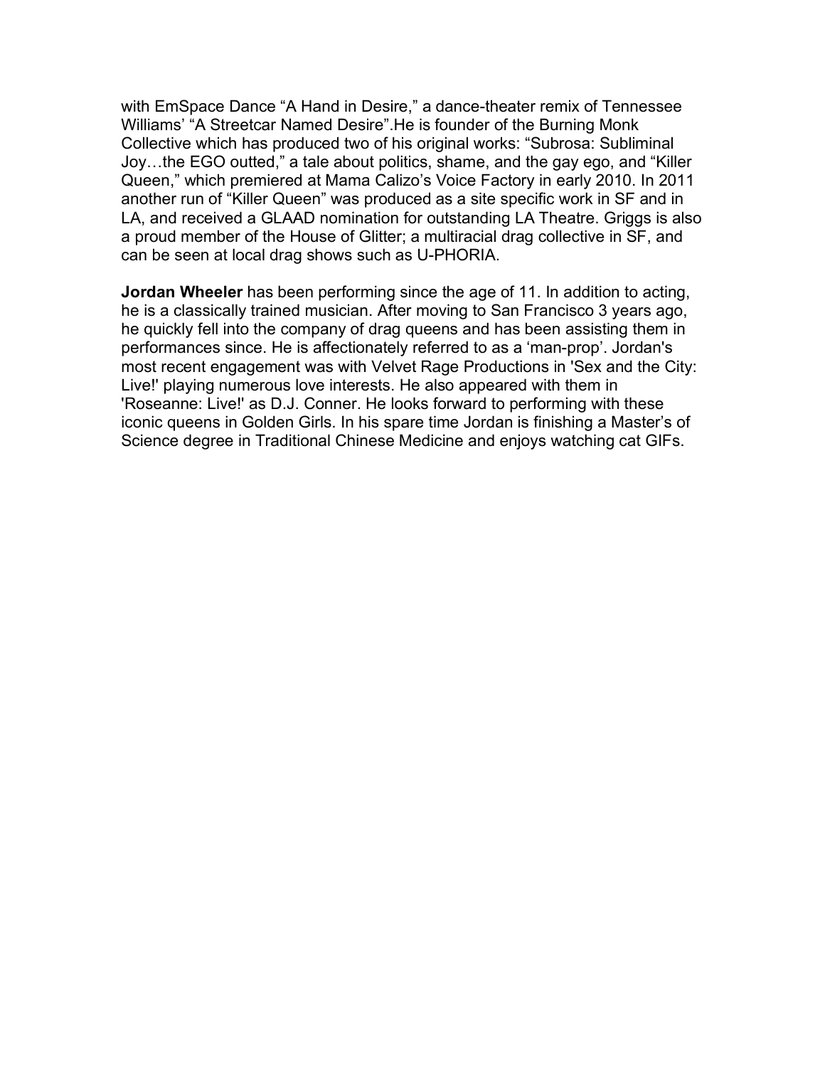with EmSpace Dance “A Hand in Desire,” a dance-theater remix of Tennessee Williams’ “A Streetcar Named Desire”.He is founder of the Burning Monk Collective which has produced two of his original works: “Subrosa: Subliminal Joy…the EGO outted,” a tale about politics, shame, and the gay ego, and “Killer Queen,” which premiered at Mama Calizo’s Voice Factory in early 2010. In 2011 another run of “Killer Queen” was produced as a site specific work in SF and in LA, and received a GLAAD nomination for outstanding LA Theatre. Griggs is also a proud member of the House of Glitter; a multiracial drag collective in SF, and can be seen at local drag shows such as U-PHORIA.

**Jordan Wheeler** has been performing since the age of 11. In addition to acting, he is a classically trained musician. After moving to San Francisco 3 years ago, he quickly fell into the company of drag queens and has been assisting them in performances since. He is affectionately referred to as a ‘man-prop’. Jordan's most recent engagement was with Velvet Rage Productions in 'Sex and the City: Live!' playing numerous love interests. He also appeared with them in 'Roseanne: Live!' as D.J. Conner. He looks forward to performing with these iconic queens in Golden Girls. In his spare time Jordan is finishing a Master’s of Science degree in Traditional Chinese Medicine and enjoys watching cat GIFs.